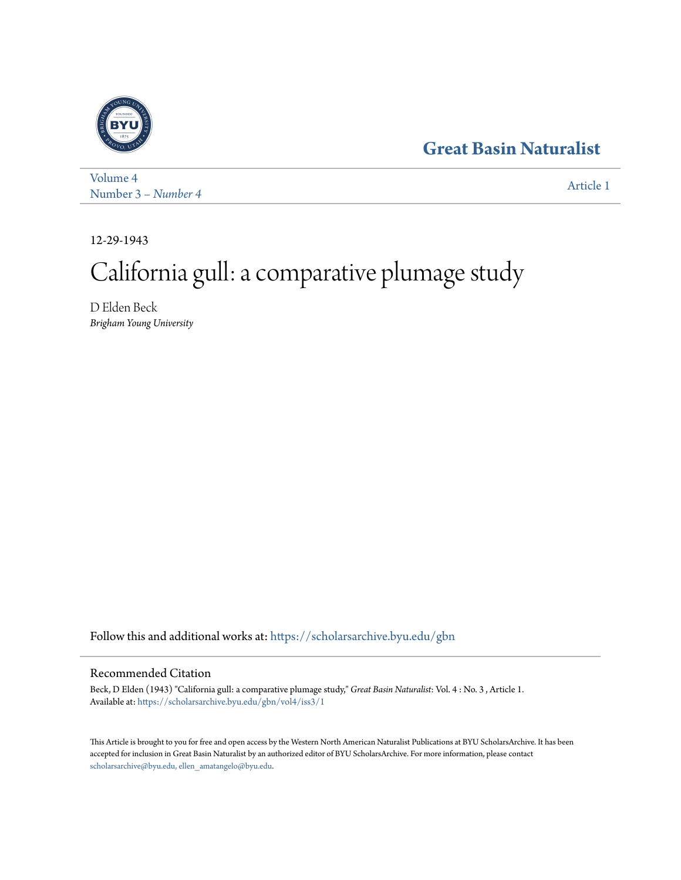Great Basin Naturalist

Volume 4
Number 3 – *Number 4*

Article 1

12-29-1943

# California gull: a comparative plumage study

D Elden Beck
*Brigham Young University*

Follow this and additional works at: https://scholarsarchive.byu.edu/gbn

## Recommended Citation

Beck, D Elden (1943) "California gull: a comparative plumage study," *Great Basin Naturalist*: Vol. 4 : No. 3 , Article 1.
Available at: https://scholarsarchive.byu.edu/gbn/vol4/iss3/1

This Article is brought to you for free and open access by the Western North American Naturalist Publications at BYU ScholarsArchive. It has been accepted for inclusion in Great Basin Naturalist by an authorized editor of BYU ScholarsArchive. For more information, please contact scholarsarchive@byu.edu, ellen_amatangelo@byu.edu.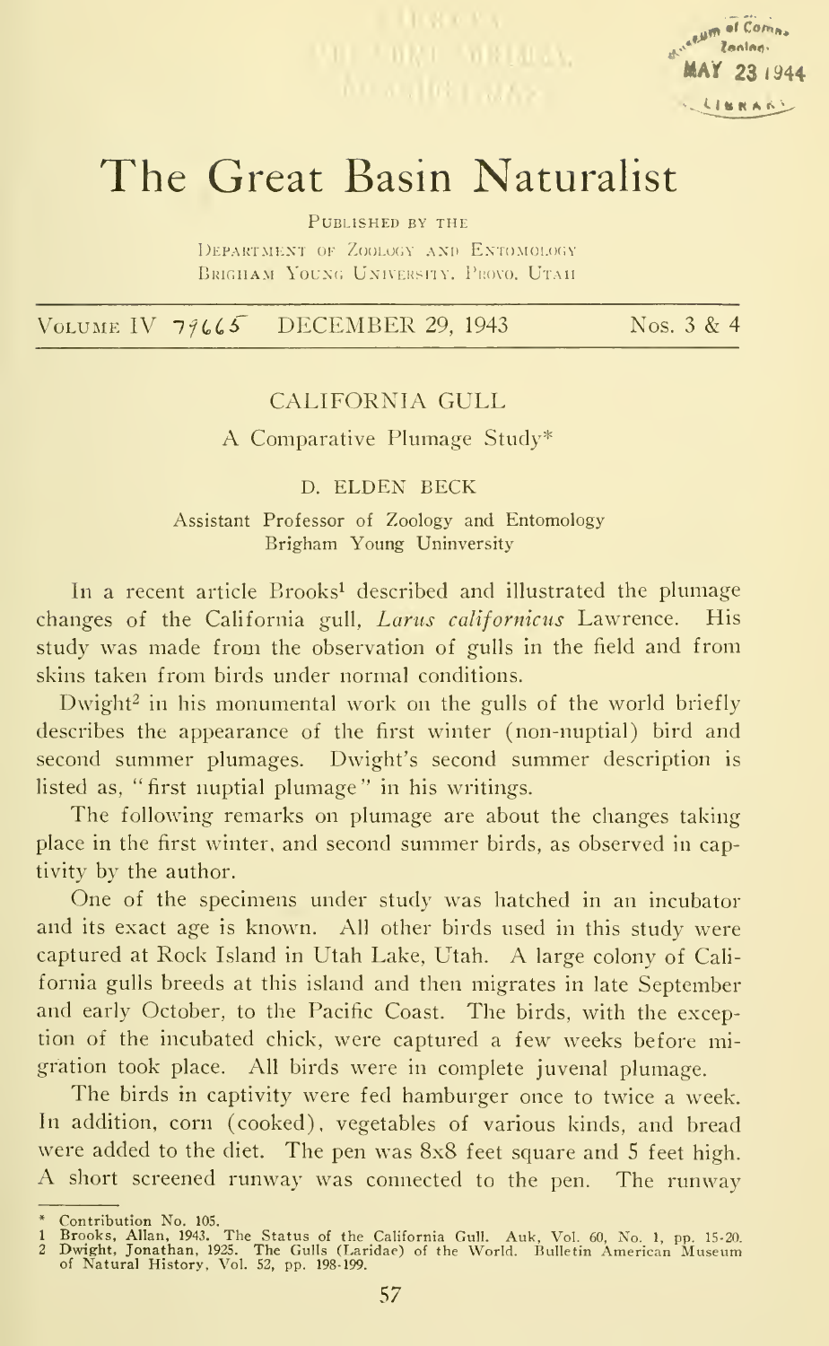# The Great Basin Naturalist

PUBLISHED BY THE
DEPARTMENT OF ZOOLOGY AND ENTOMOLOGY
BRIGHAM YOUNG UNIVERSITY, PROVO, UTAH

VOLUME IV 77665 DECEMBER 29, 1943 Nos. 3 & 4

## CALIFORNIA GULL

### A Comparative Plumage Study*

D. ELDEN BECK

Assistant Professor of Zoology and Entomology
Brigham Young Uninversity

In a recent article Brooks[1] described and illustrated the plumage changes of the California gull, *Larus californicus* Lawrence. His study was made from the observation of gulls in the field and from skins taken from birds under normal conditions.

Dwight[2] in his monumental work on the gulls of the world briefly describes the appearance of the first winter (non-nuptial) bird and second summer plumages. Dwight's second summer description is listed as, "first nuptial plumage" in his writings.

The following remarks on plumage are about the changes taking place in the first winter, and second summer birds, as observed in captivity by the author.

One of the specimens under study was hatched in an incubator and its exact age is known. All other birds used in this study were captured at Rock Island in Utah Lake, Utah. A large colony of California gulls breeds at this island and then migrates in late September and early October, to the Pacific Coast. The birds, with the exception of the incubated chick, were captured a few weeks before migration took place. All birds were in complete juvenal plumage.

The birds in captivity were fed hamburger once to twice a week. In addition, corn (cooked), vegetables of various kinds, and bread were added to the diet. The pen was 8x8 feet square and 5 feet high. A short screened runway was connected to the pen. The runway

---

\* Contribution No. 105.

1 Brooks, Allan, 1943. The Status of the California Gull. Auk, Vol. 60, No. 1, pp. 15-20.

2 Dwight, Jonathan, 1925. The Gulls (Laridae) of the World. Bulletin American Museum of Natural History, Vol. 52, pp. 198-199.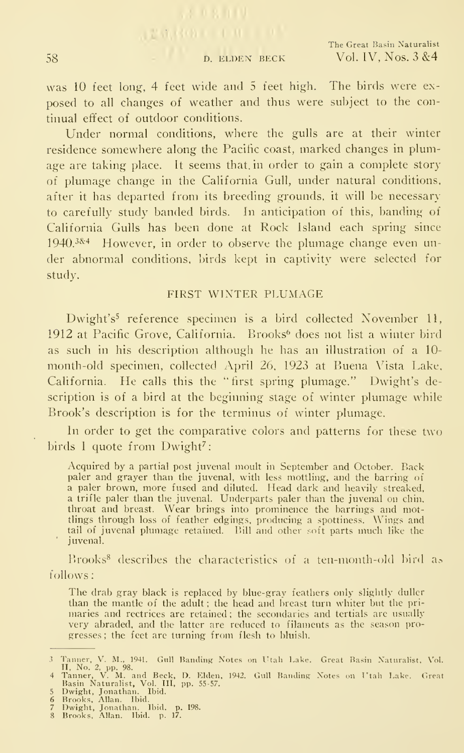was 10 feet long, 4 feet wide and 5 feet high. The birds were exposed to all changes of weather and thus were subject to the continual effect of outdoor conditions.

Under normal conditions, where the gulls are at their winter residence somewhere along the Pacific coast, marked changes in plumage are taking place. It seems that in order to gain a complete story of plumage change in the California Gull, under natural conditions, after it has departed from its breeding grounds, it will be necessary to carefully study banded birds. In anticipation of this, banding of California Gulls has been done at Rock Island each spring since 1940.[3&4] However, in order to observe the plumage change even under abnormal conditions, birds kept in captivity were selected for study.

## FIRST WINTER PLUMAGE

Dwight's[5] reference specimen is a bird collected November 11, 1912 at Pacific Grove, California. Brooks[6] does not list a winter bird as such in his description although he has an illustration of a 10-month-old specimen, collected April 26, 1923 at Buena Vista Lake, California. He calls this the "first spring plumage." Dwight's description is of a bird at the beginning stage of winter plumage while Brook's description is for the terminus of winter plumage.

In order to get the comparative colors and patterns for these two birds I quote from Dwight[7]:

> Acquired by a partial post juvenal moult in September and October. Back paler and grayer than the juvenal, with less mottling, and the barring of a paler brown, more fused and diluted. Head dark and heavily streaked, a trifle paler than the juvenal. Underparts paler than the juvenal on chin, throat and breast. Wear brings into prominence the barrings and mottlings through loss of feather edgings, producing a spottiness. Wings and tail of juvenal plumage retained. Bill and other soft parts much like the juvenal.

Brooks[8] describes the characteristics of a ten-month-old bird as follows:

> The drab gray black is replaced by blue-gray feathers only slightly duller than the mantle of the adult; the head and breast turn whiter but the primaries and rectrices are retained; the secondaries and tertials are usually very abraded, and the latter are reduced to filaments as the season progresses; the feet are turning from flesh to bluish.

---

3 Tanner, V. M., 1941. Gull Banding Notes on Utah Lake. Great Basin Naturalist, Vol. II, No. 2, pp. 98.
4 Tanner, V. M. and Beck, D. Elden, 1942. Gull Banding Notes on Utah Lake. Great Basin Naturalist, Vol. III, pp. 55-57.
5 Dwight, Jonathan. Ibid.
6 Brooks, Allan. Ibid.
7 Dwight, Jonathan. Ibid. p. 198.
8 Brooks, Allan. Ibid. p. 17.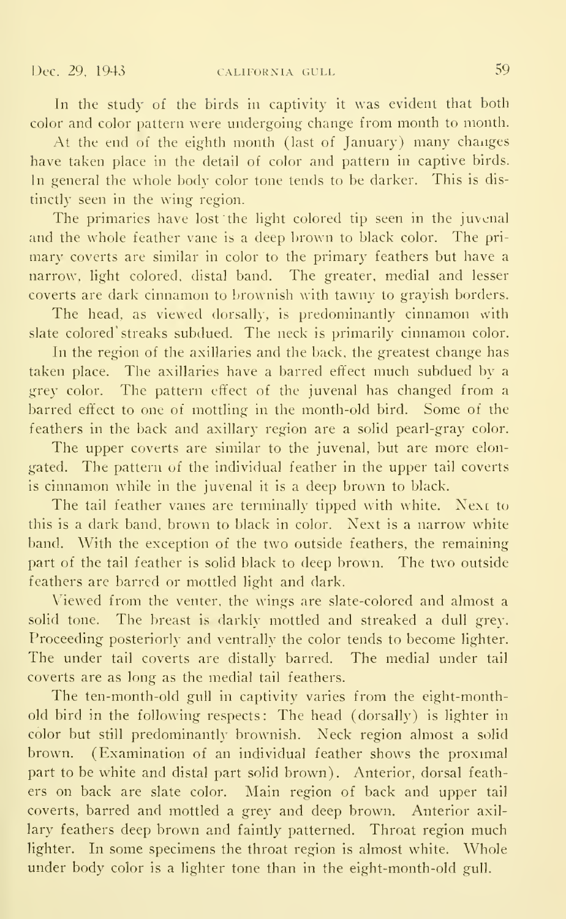In the study of the birds in captivity it was evident that both color and color pattern were undergoing change from month to month.

At the end of the eighth month (last of January) many changes have taken place in the detail of color and pattern in captive birds. In general the whole body color tone tends to be darker. This is distinctly seen in the wing region.

The primaries have lost the light colored tip seen in the juvenal and the whole feather vane is a deep brown to black color. The primary coverts are similar in color to the primary feathers but have a narrow, light colored, distal band. The greater, medial and lesser coverts are dark cinnamon to brownish with tawny to grayish borders.

The head, as viewed dorsally, is predominantly cinnamon with slate colored streaks subdued. The neck is primarily cinnamon color.

In the region of the axillaries and the back, the greatest change has taken place. The axillaries have a barred effect much subdued by a grey color. The pattern effect of the juvenal has changed from a barred effect to one of mottling in the month-old bird. Some of the feathers in the back and axillary region are a solid pearl-gray color.

The upper coverts are similar to the juvenal, but are more elongated. The pattern of the individual feather in the upper tail coverts is cinnamon while in the juvenal it is a deep brown to black.

The tail feather vanes are terminally tipped with white. Next to this is a dark band, brown to black in color. Next is a narrow white band. With the exception of the two outside feathers, the remaining part of the tail feather is solid black to deep brown. The two outside feathers are barred or mottled light and dark.

Viewed from the venter, the wings are slate-colored and almost a solid tone. The breast is darkly mottled and streaked a dull grey. Proceeding posteriorly and ventrally the color tends to become lighter. The under tail coverts are distally barred. The medial under tail coverts are as long as the medial tail feathers.

The ten-month-old gull in captivity varies from the eight-month-old bird in the following respects: The head (dorsally) is lighter in color but still predominantly brownish. Neck region almost a solid brown. (Examination of an individual feather shows the proximal part to be white and distal part solid brown). Anterior, dorsal feathers on back are slate color. Main region of back and upper tail coverts, barred and mottled a grey and deep brown. Anterior axillary feathers deep brown and faintly patterned. Throat region much lighter. In some specimens the throat region is almost white. Whole under body color is a lighter tone than in the eight-month-old gull.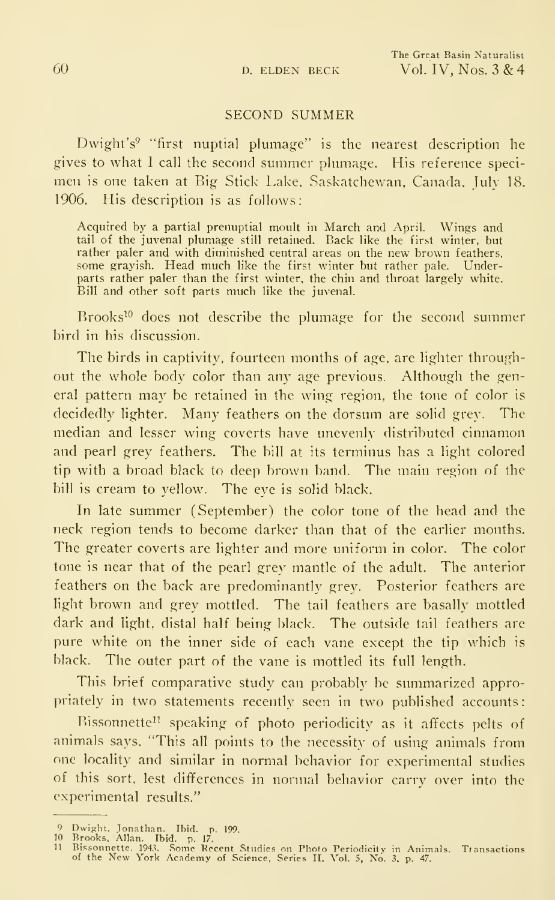## SECOND SUMMER

Dwight's[9] "first nuptial plumage" is the nearest description he gives to what I call the second summer plumage. His reference specimen is one taken at Big Stick Lake, Saskatchewan, Canada, July 18, 1906. His description is as follows:

> Acquired by a partial prenuptial moult in March and April. Wings and tail of the juvenal plumage still retained. Back like the first winter, but rather paler and with diminished central areas on the new brown feathers, some grayish. Head much like the first winter but rather pale. Underparts rather paler than the first winter, the chin and throat largely white. Bill and other soft parts much like the juvenal.

Brooks[10] does not describe the plumage for the second summer bird in his discussion.

The birds in captivity, fourteen months of age, are lighter throughout the whole body color than any age previous. Although the general pattern may be retained in the wing region, the tone of color is decidedly lighter. Many feathers on the dorsum are solid grey. The median and lesser wing coverts have unevenly distributed cinnamon and pearl grey feathers. The bill at its terminus has a light colored tip with a broad black to deep brown band. The main region of the bill is cream to yellow. The eye is solid black.

In late summer (September) the color tone of the head and the neck region tends to become darker than that of the earlier months. The greater coverts are lighter and more uniform in color. The color tone is near that of the pearl grey mantle of the adult. The anterior feathers on the back are predominantly grey. Posterior feathers are light brown and grey mottled. The tail feathers are basally mottled dark and light, distal half being black. The outside tail feathers are pure white on the inner side of each vane except the tip which is black. The outer part of the vane is mottled its full length.

This brief comparative study can probably be summarized appropriately in two statements recently seen in two published accounts:

Bissonnette[11] speaking of photo periodicity as it affects pelts of animals says, "This all points to the necessity of using animals from one locality and similar in normal behavior for experimental studies of this sort, lest differences in normal behavior carry over into the experimental results."

---

9 Dwight, Jonathan. Ibid. p. 199.
10 Brooks, Allan. Ibid. p. 17.
11 Bissonnette, 1943. Some Recent Studies on Photo Periodicity in Animals. Transactions of the New York Academy of Science, Series II, Vol. 5, No. 3, p. 47.